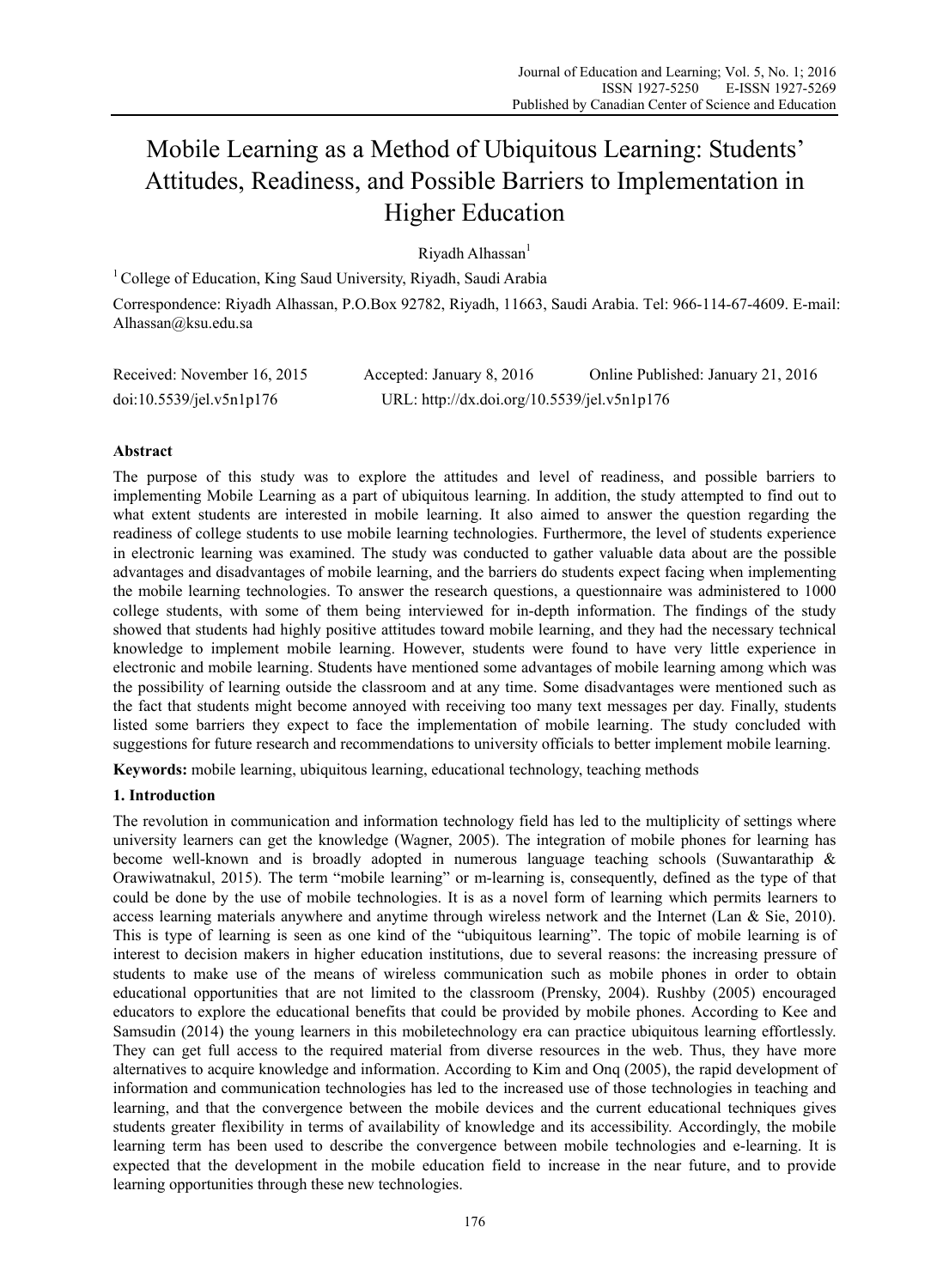# Mobile Learning as a Method of Ubiquitous Learning: Students' Attitudes, Readiness, and Possible Barriers to Implementation in Higher Education

Riyadh Alhassan[1]

[1] College of Education, King Saud University, Riyadh, Saudi Arabia

Correspondence: Riyadh Alhassan, P.O.Box 92782, Riyadh, 11663, Saudi Arabia. Tel: 966-114-67-4609. E-mail: Alhassan@ksu.edu.sa

Received: November 16, 2015 Accepted: January 8, 2016 Online Published: January 21, 2016

doi:10.5539/jel.v5n1p176 URL: http://dx.doi.org/10.5539/jel.v5n1p176

## Abstract

The purpose of this study was to explore the attitudes and level of readiness, and possible barriers to implementing Mobile Learning as a part of ubiquitous learning. In addition, the study attempted to find out to what extent students are interested in mobile learning. It also aimed to answer the question regarding the readiness of college students to use mobile learning technologies. Furthermore, the level of students experience in electronic learning was examined. The study was conducted to gather valuable data about are the possible advantages and disadvantages of mobile learning, and the barriers do students expect facing when implementing the mobile learning technologies. To answer the research questions, a questionnaire was administered to 1000 college students, with some of them being interviewed for in-depth information. The findings of the study showed that students had highly positive attitudes toward mobile learning, and they had the necessary technical knowledge to implement mobile learning. However, students were found to have very little experience in electronic and mobile learning. Students have mentioned some advantages of mobile learning among which was the possibility of learning outside the classroom and at any time. Some disadvantages were mentioned such as the fact that students might become annoyed with receiving too many text messages per day. Finally, students listed some barriers they expect to face the implementation of mobile learning. The study concluded with suggestions for future research and recommendations to university officials to better implement mobile learning.

**Keywords:** mobile learning, ubiquitous learning, educational technology, teaching methods

## 1. Introduction

The revolution in communication and information technology field has led to the multiplicity of settings where university learners can get the knowledge (Wagner, 2005). The integration of mobile phones for learning has become well-known and is broadly adopted in numerous language teaching schools (Suwantarathip & Orawiwatnakul, 2015). The term "mobile learning" or m-learning is, consequently, defined as the type of that could be done by the use of mobile technologies. It is as a novel form of learning which permits learners to access learning materials anywhere and anytime through wireless network and the Internet (Lan & Sie, 2010). This is type of learning is seen as one kind of the "ubiquitous learning". The topic of mobile learning is of interest to decision makers in higher education institutions, due to several reasons: the increasing pressure of students to make use of the means of wireless communication such as mobile phones in order to obtain educational opportunities that are not limited to the classroom (Prensky, 2004). Rushby (2005) encouraged educators to explore the educational benefits that could be provided by mobile phones. According to Kee and Samsudin (2014) the young learners in this mobiletechnology era can practice ubiquitous learning effortlessly. They can get full access to the required material from diverse resources in the web. Thus, they have more alternatives to acquire knowledge and information. According to Kim and Onq (2005), the rapid development of information and communication technologies has led to the increased use of those technologies in teaching and learning, and that the convergence between the mobile devices and the current educational techniques gives students greater flexibility in terms of availability of knowledge and its accessibility. Accordingly, the mobile learning term has been used to describe the convergence between mobile technologies and e-learning. It is expected that the development in the mobile education field to increase in the near future, and to provide learning opportunities through these new technologies.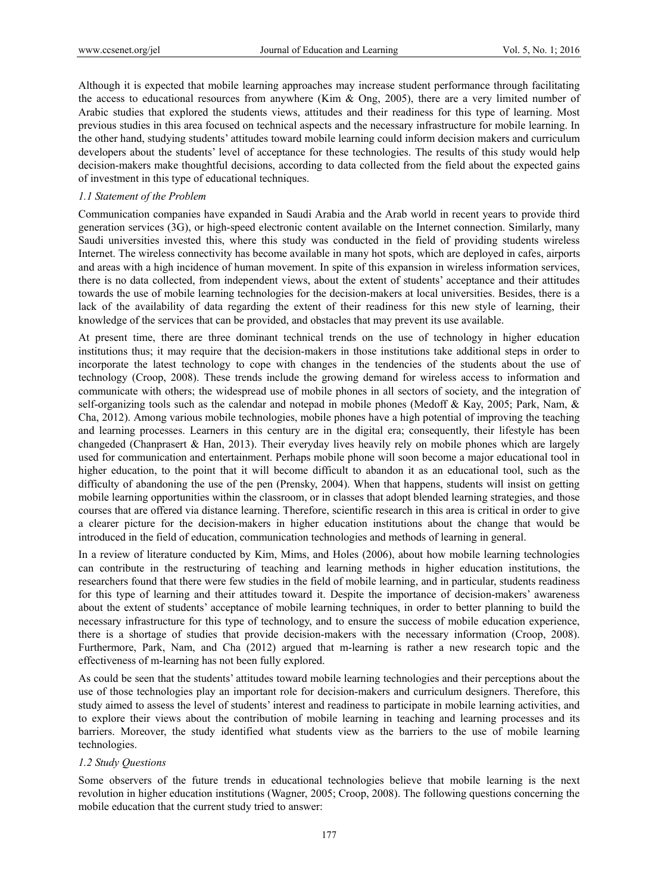Although it is expected that mobile learning approaches may increase student performance through facilitating the access to educational resources from anywhere (Kim & Ong, 2005), there are a very limited number of Arabic studies that explored the students views, attitudes and their readiness for this type of learning. Most previous studies in this area focused on technical aspects and the necessary infrastructure for mobile learning. In the other hand, studying students' attitudes toward mobile learning could inform decision makers and curriculum developers about the students' level of acceptance for these technologies. The results of this study would help decision-makers make thoughtful decisions, according to data collected from the field about the expected gains of investment in this type of educational techniques.

### *1.1 Statement of the Problem*

Communication companies have expanded in Saudi Arabia and the Arab world in recent years to provide third generation services (3G), or high-speed electronic content available on the Internet connection. Similarly, many Saudi universities invested this, where this study was conducted in the field of providing students wireless Internet. The wireless connectivity has become available in many hot spots, which are deployed in cafes, airports and areas with a high incidence of human movement. In spite of this expansion in wireless information services, there is no data collected, from independent views, about the extent of students' acceptance and their attitudes towards the use of mobile learning technologies for the decision-makers at local universities. Besides, there is a lack of the availability of data regarding the extent of their readiness for this new style of learning, their knowledge of the services that can be provided, and obstacles that may prevent its use available.

At present time, there are three dominant technical trends on the use of technology in higher education institutions thus; it may require that the decision-makers in those institutions take additional steps in order to incorporate the latest technology to cope with changes in the tendencies of the students about the use of technology (Croop, 2008). These trends include the growing demand for wireless access to information and communicate with others; the widespread use of mobile phones in all sectors of society, and the integration of self-organizing tools such as the calendar and notepad in mobile phones (Medoff & Kay, 2005; Park, Nam, & Cha, 2012). Among various mobile technologies, mobile phones have a high potential of improving the teaching and learning processes. Learners in this century are in the digital era; consequently, their lifestyle has been changeded (Chanprasert & Han, 2013). Their everyday lives heavily rely on mobile phones which are largely used for communication and entertainment. Perhaps mobile phone will soon become a major educational tool in higher education, to the point that it will become difficult to abandon it as an educational tool, such as the difficulty of abandoning the use of the pen (Prensky, 2004). When that happens, students will insist on getting mobile learning opportunities within the classroom, or in classes that adopt blended learning strategies, and those courses that are offered via distance learning. Therefore, scientific research in this area is critical in order to give a clearer picture for the decision-makers in higher education institutions about the change that would be introduced in the field of education, communication technologies and methods of learning in general.

In a review of literature conducted by Kim, Mims, and Holes (2006), about how mobile learning technologies can contribute in the restructuring of teaching and learning methods in higher education institutions, the researchers found that there were few studies in the field of mobile learning, and in particular, students readiness for this type of learning and their attitudes toward it. Despite the importance of decision-makers' awareness about the extent of students' acceptance of mobile learning techniques, in order to better planning to build the necessary infrastructure for this type of technology, and to ensure the success of mobile education experience, there is a shortage of studies that provide decision-makers with the necessary information (Croop, 2008). Furthermore, Park, Nam, and Cha (2012) argued that m-learning is rather a new research topic and the effectiveness of m-learning has not been fully explored.

As could be seen that the students' attitudes toward mobile learning technologies and their perceptions about the use of those technologies play an important role for decision-makers and curriculum designers. Therefore, this study aimed to assess the level of students' interest and readiness to participate in mobile learning activities, and to explore their views about the contribution of mobile learning in teaching and learning processes and its barriers. Moreover, the study identified what students view as the barriers to the use of mobile learning technologies.

### *1.2 Study Questions*

Some observers of the future trends in educational technologies believe that mobile learning is the next revolution in higher education institutions (Wagner, 2005; Croop, 2008). The following questions concerning the mobile education that the current study tried to answer: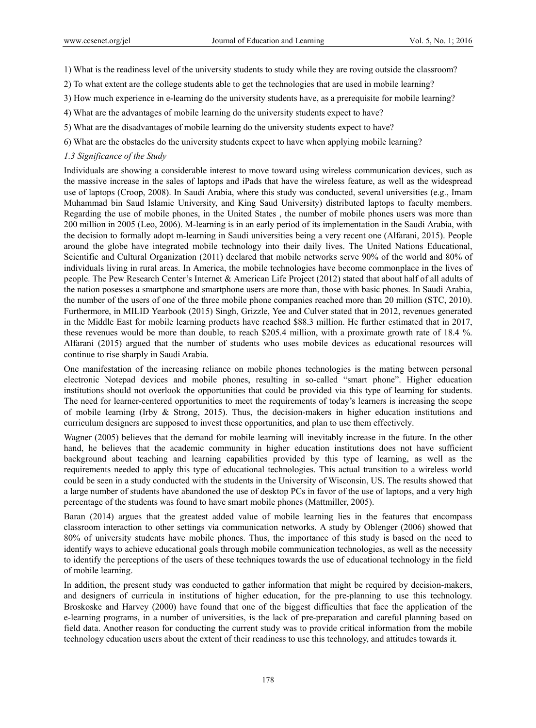1) What is the readiness level of the university students to study while they are roving outside the classroom?

2) To what extent are the college students able to get the technologies that are used in mobile learning?

3) How much experience in e-learning do the university students have, as a prerequisite for mobile learning?

4) What are the advantages of mobile learning do the university students expect to have?

5) What are the disadvantages of mobile learning do the university students expect to have?

6) What are the obstacles do the university students expect to have when applying mobile learning?

### *1.3 Significance of the Study*

Individuals are showing a considerable interest to move toward using wireless communication devices, such as the massive increase in the sales of laptops and iPads that have the wireless feature, as well as the widespread use of laptops (Croop, 2008). In Saudi Arabia, where this study was conducted, several universities (e.g., Imam Muhammad bin Saud Islamic University, and King Saud University) distributed laptops to faculty members. Regarding the use of mobile phones, in the United States , the number of mobile phones users was more than 200 million in 2005 (Leo, 2006). M-learning is in an early period of its implementation in the Saudi Arabia, with the decision to formally adopt m-learning in Saudi universities being a very recent one (Alfarani, 2015). People around the globe have integrated mobile technology into their daily lives. The United Nations Educational, Scientific and Cultural Organization (2011) declared that mobile networks serve 90% of the world and 80% of individuals living in rural areas. In America, the mobile technologies have become commonplace in the lives of people. The Pew Research Center's Internet & American Life Project (2012) stated that about half of all adults of the nation posesses a smartphone and smartphone users are more than, those with basic phones. In Saudi Arabia, the number of the users of one of the three mobile phone companies reached more than 20 million (STC, 2010). Furthermore, in MILID Yearbook (2015) Singh, Grizzle, Yee and Culver stated that in 2012, revenues generated in the Middle East for mobile learning products have reached $88.3 million. He further estimated that in 2017, these revenues would be more than double, to reach $205.4 million, with a proximate growth rate of 18.4 %. Alfarani (2015) argued that the number of students who uses mobile devices as educational resources will continue to rise sharply in Saudi Arabia.

One manifestation of the increasing reliance on mobile phones technologies is the mating between personal electronic Notepad devices and mobile phones, resulting in so-called "smart phone". Higher education institutions should not overlook the opportunities that could be provided via this type of learning for students. The need for learner-centered opportunities to meet the requirements of today's learners is increasing the scope of mobile learning (Irby & Strong, 2015). Thus, the decision-makers in higher education institutions and curriculum designers are supposed to invest these opportunities, and plan to use them effectively.

Wagner (2005) believes that the demand for mobile learning will inevitably increase in the future. In the other hand, he believes that the academic community in higher education institutions does not have sufficient background about teaching and learning capabilities provided by this type of learning, as well as the requirements needed to apply this type of educational technologies. This actual transition to a wireless world could be seen in a study conducted with the students in the University of Wisconsin, US. The results showed that a large number of students have abandoned the use of desktop PCs in favor of the use of laptops, and a very high percentage of the students was found to have smart mobile phones (Mattmiller, 2005).

Baran (2014) argues that the greatest added value of mobile learning lies in the features that encompass classroom interaction to other settings via communication networks. A study by Oblenger (2006) showed that 80% of university students have mobile phones. Thus, the importance of this study is based on the need to identify ways to achieve educational goals through mobile communication technologies, as well as the necessity to identify the perceptions of the users of these techniques towards the use of educational technology in the field of mobile learning.

In addition, the present study was conducted to gather information that might be required by decision-makers, and designers of curricula in institutions of higher education, for the pre-planning to use this technology. Broskoske and Harvey (2000) have found that one of the biggest difficulties that face the application of the e-learning programs, in a number of universities, is the lack of pre-preparation and careful planning based on field data. Another reason for conducting the current study was to provide critical information from the mobile technology education users about the extent of their readiness to use this technology, and attitudes towards it.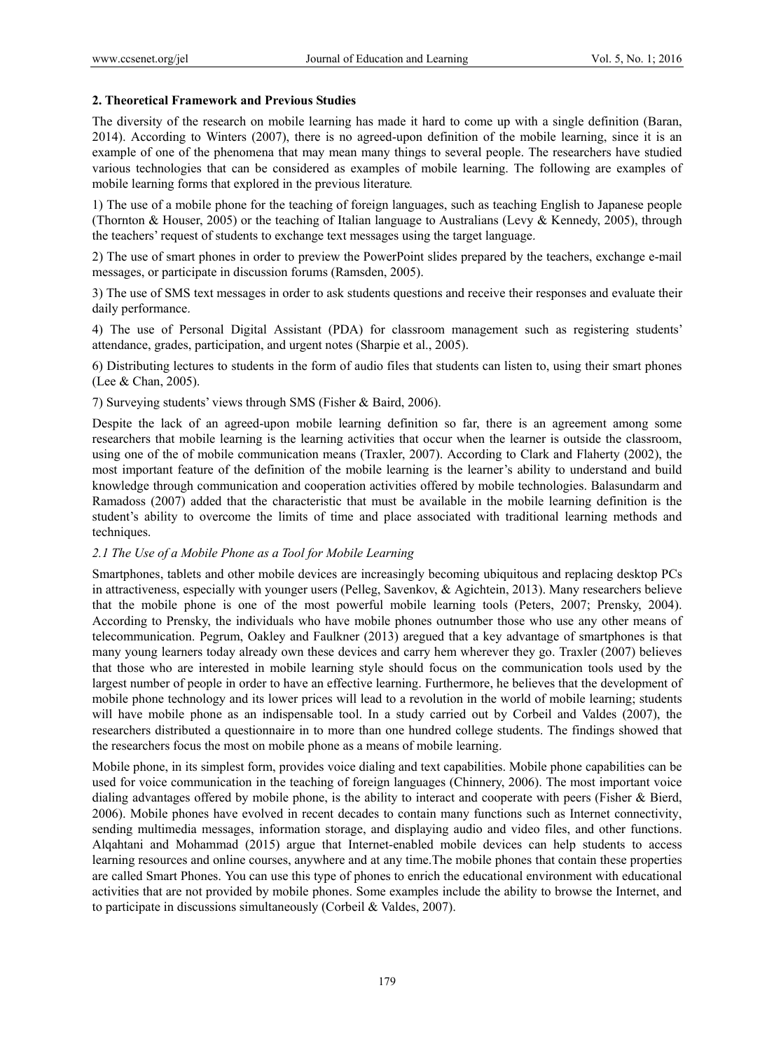## 2. Theoretical Framework and Previous Studies

The diversity of the research on mobile learning has made it hard to come up with a single definition (Baran, 2014). According to Winters (2007), there is no agreed-upon definition of the mobile learning, since it is an example of one of the phenomena that may mean many things to several people. The researchers have studied various technologies that can be considered as examples of mobile learning. The following are examples of mobile learning forms that explored in the previous literature.

1) The use of a mobile phone for the teaching of foreign languages, such as teaching English to Japanese people (Thornton & Houser, 2005) or the teaching of Italian language to Australians (Levy & Kennedy, 2005), through the teachers' request of students to exchange text messages using the target language.

2) The use of smart phones in order to preview the PowerPoint slides prepared by the teachers, exchange e-mail messages, or participate in discussion forums (Ramsden, 2005).

3) The use of SMS text messages in order to ask students questions and receive their responses and evaluate their daily performance.

4) The use of Personal Digital Assistant (PDA) for classroom management such as registering students' attendance, grades, participation, and urgent notes (Sharpie et al., 2005).

6) Distributing lectures to students in the form of audio files that students can listen to, using their smart phones (Lee & Chan, 2005).

7) Surveying students' views through SMS (Fisher & Baird, 2006).

Despite the lack of an agreed-upon mobile learning definition so far, there is an agreement among some researchers that mobile learning is the learning activities that occur when the learner is outside the classroom, using one of the of mobile communication means (Traxler, 2007). According to Clark and Flaherty (2002), the most important feature of the definition of the mobile learning is the learner's ability to understand and build knowledge through communication and cooperation activities offered by mobile technologies. Balasundarm and Ramadoss (2007) added that the characteristic that must be available in the mobile learning definition is the student's ability to overcome the limits of time and place associated with traditional learning methods and techniques.

### *2.1 The Use of a Mobile Phone as a Tool for Mobile Learning*

Smartphones, tablets and other mobile devices are increasingly becoming ubiquitous and replacing desktop PCs in attractiveness, especially with younger users (Pelleg, Savenkov, & Agichtein, 2013). Many researchers believe that the mobile phone is one of the most powerful mobile learning tools (Peters, 2007; Prensky, 2004). According to Prensky, the individuals who have mobile phones outnumber those who use any other means of telecommunication. Pegrum, Oakley and Faulkner (2013) aregued that a key advantage of smartphones is that many young learners today already own these devices and carry hem wherever they go. Traxler (2007) believes that those who are interested in mobile learning style should focus on the communication tools used by the largest number of people in order to have an effective learning. Furthermore, he believes that the development of mobile phone technology and its lower prices will lead to a revolution in the world of mobile learning; students will have mobile phone as an indispensable tool. In a study carried out by Corbeil and Valdes (2007), the researchers distributed a questionnaire in to more than one hundred college students. The findings showed that the researchers focus the most on mobile phone as a means of mobile learning.

Mobile phone, in its simplest form, provides voice dialing and text capabilities. Mobile phone capabilities can be used for voice communication in the teaching of foreign languages (Chinnery, 2006). The most important voice dialing advantages offered by mobile phone, is the ability to interact and cooperate with peers (Fisher & Bierd, 2006). Mobile phones have evolved in recent decades to contain many functions such as Internet connectivity, sending multimedia messages, information storage, and displaying audio and video files, and other functions. Alqahtani and Mohammad (2015) argue that Internet-enabled mobile devices can help students to access learning resources and online courses, anywhere and at any time.The mobile phones that contain these properties are called Smart Phones. You can use this type of phones to enrich the educational environment with educational activities that are not provided by mobile phones. Some examples include the ability to browse the Internet, and to participate in discussions simultaneously (Corbeil & Valdes, 2007).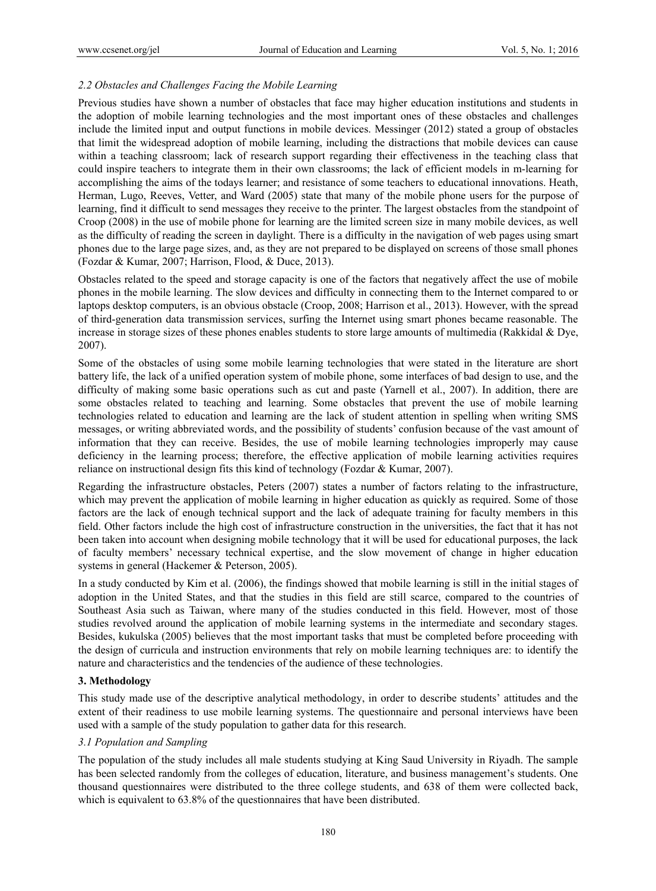### *2.2 Obstacles and Challenges Facing the Mobile Learning*

Previous studies have shown a number of obstacles that face may higher education institutions and students in the adoption of mobile learning technologies and the most important ones of these obstacles and challenges include the limited input and output functions in mobile devices. Messinger (2012) stated a group of obstacles that limit the widespread adoption of mobile learning, including the distractions that mobile devices can cause within a teaching classroom; lack of research support regarding their effectiveness in the teaching class that could inspire teachers to integrate them in their own classrooms; the lack of efficient models in m-learning for accomplishing the aims of the todays learner; and resistance of some teachers to educational innovations. Heath, Herman, Lugo, Reeves, Vetter, and Ward (2005) state that many of the mobile phone users for the purpose of learning, find it difficult to send messages they receive to the printer. The largest obstacles from the standpoint of Croop (2008) in the use of mobile phone for learning are the limited screen size in many mobile devices, as well as the difficulty of reading the screen in daylight. There is a difficulty in the navigation of web pages using smart phones due to the large page sizes, and, as they are not prepared to be displayed on screens of those small phones (Fozdar & Kumar, 2007; Harrison, Flood, & Duce, 2013).

Obstacles related to the speed and storage capacity is one of the factors that negatively affect the use of mobile phones in the mobile learning. The slow devices and difficulty in connecting them to the Internet compared to or laptops desktop computers, is an obvious obstacle (Croop, 2008; Harrison et al., 2013). However, with the spread of third-generation data transmission services, surfing the Internet using smart phones became reasonable. The increase in storage sizes of these phones enables students to store large amounts of multimedia (Rakkidal & Dye, 2007).

Some of the obstacles of using some mobile learning technologies that were stated in the literature are short battery life, the lack of a unified operation system of mobile phone, some interfaces of bad design to use, and the difficulty of making some basic operations such as cut and paste (Yarnell et al., 2007). In addition, there are some obstacles related to teaching and learning. Some obstacles that prevent the use of mobile learning technologies related to education and learning are the lack of student attention in spelling when writing SMS messages, or writing abbreviated words, and the possibility of students' confusion because of the vast amount of information that they can receive. Besides, the use of mobile learning technologies improperly may cause deficiency in the learning process; therefore, the effective application of mobile learning activities requires reliance on instructional design fits this kind of technology (Fozdar & Kumar, 2007).

Regarding the infrastructure obstacles, Peters (2007) states a number of factors relating to the infrastructure, which may prevent the application of mobile learning in higher education as quickly as required. Some of those factors are the lack of enough technical support and the lack of adequate training for faculty members in this field. Other factors include the high cost of infrastructure construction in the universities, the fact that it has not been taken into account when designing mobile technology that it will be used for educational purposes, the lack of faculty members' necessary technical expertise, and the slow movement of change in higher education systems in general (Hackemer & Peterson, 2005).

In a study conducted by Kim et al. (2006), the findings showed that mobile learning is still in the initial stages of adoption in the United States, and that the studies in this field are still scarce, compared to the countries of Southeast Asia such as Taiwan, where many of the studies conducted in this field. However, most of those studies revolved around the application of mobile learning systems in the intermediate and secondary stages. Besides, kukulska (2005) believes that the most important tasks that must be completed before proceeding with the design of curricula and instruction environments that rely on mobile learning techniques are: to identify the nature and characteristics and the tendencies of the audience of these technologies.

## 3. Methodology

This study made use of the descriptive analytical methodology, in order to describe students' attitudes and the extent of their readiness to use mobile learning systems. The questionnaire and personal interviews have been used with a sample of the study population to gather data for this research.

### *3.1 Population and Sampling*

The population of the study includes all male students studying at King Saud University in Riyadh. The sample has been selected randomly from the colleges of education, literature, and business management's students. One thousand questionnaires were distributed to the three college students, and 638 of them were collected back, which is equivalent to 63.8% of the questionnaires that have been distributed.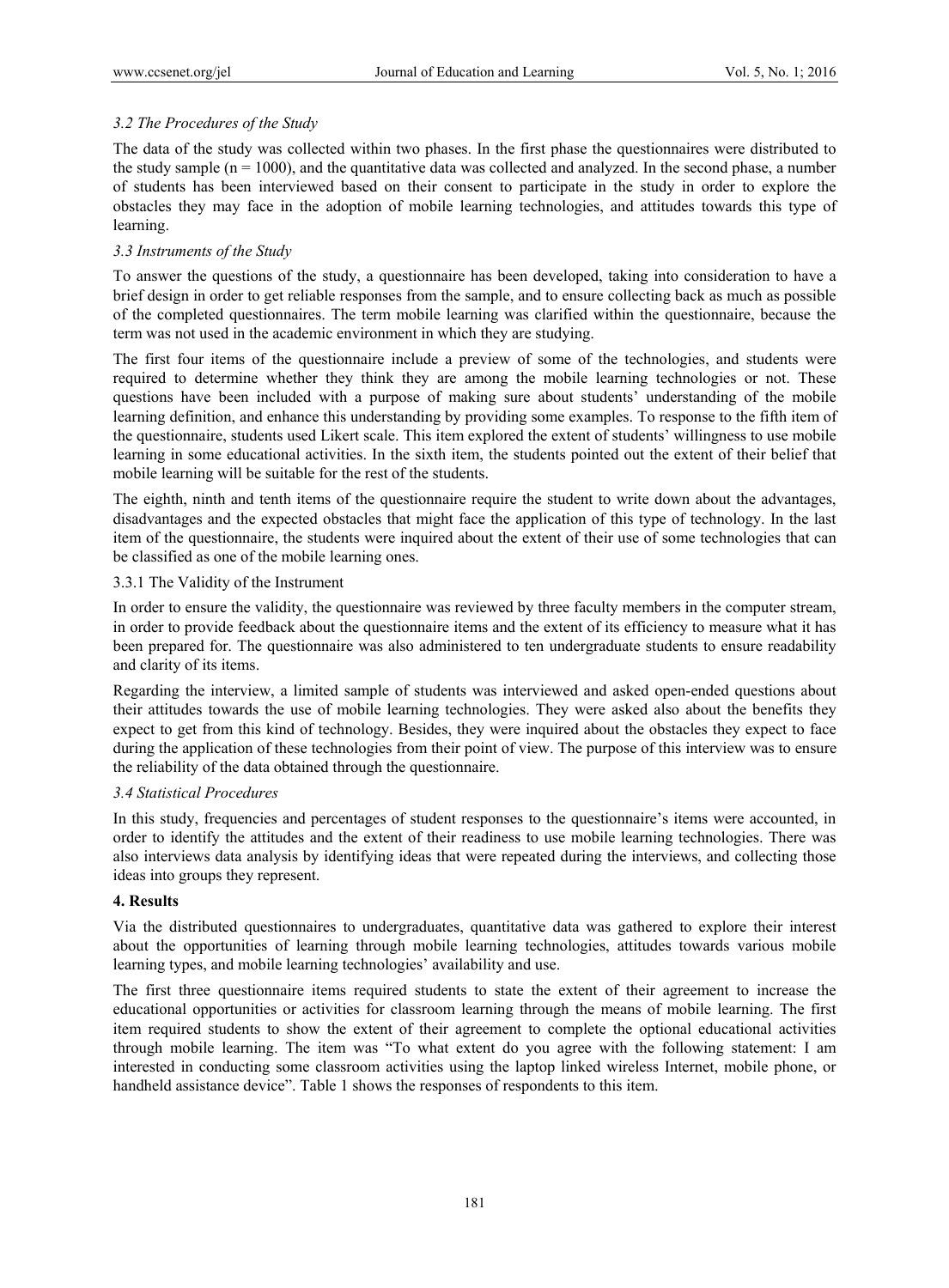### *3.2 The Procedures of the Study*

The data of the study was collected within two phases. In the first phase the questionnaires were distributed to the study sample (n = 1000), and the quantitative data was collected and analyzed. In the second phase, a number of students has been interviewed based on their consent to participate in the study in order to explore the obstacles they may face in the adoption of mobile learning technologies, and attitudes towards this type of learning.

### *3.3 Instruments of the Study*

To answer the questions of the study, a questionnaire has been developed, taking into consideration to have a brief design in order to get reliable responses from the sample, and to ensure collecting back as much as possible of the completed questionnaires. The term mobile learning was clarified within the questionnaire, because the term was not used in the academic environment in which they are studying.

The first four items of the questionnaire include a preview of some of the technologies, and students were required to determine whether they think they are among the mobile learning technologies or not. These questions have been included with a purpose of making sure about students' understanding of the mobile learning definition, and enhance this understanding by providing some examples. To response to the fifth item of the questionnaire, students used Likert scale. This item explored the extent of students' willingness to use mobile learning in some educational activities. In the sixth item, the students pointed out the extent of their belief that mobile learning will be suitable for the rest of the students.

The eighth, ninth and tenth items of the questionnaire require the student to write down about the advantages, disadvantages and the expected obstacles that might face the application of this type of technology. In the last item of the questionnaire, the students were inquired about the extent of their use of some technologies that can be classified as one of the mobile learning ones.

#### 3.3.1 The Validity of the Instrument

In order to ensure the validity, the questionnaire was reviewed by three faculty members in the computer stream, in order to provide feedback about the questionnaire items and the extent of its efficiency to measure what it has been prepared for. The questionnaire was also administered to ten undergraduate students to ensure readability and clarity of its items.

Regarding the interview, a limited sample of students was interviewed and asked open-ended questions about their attitudes towards the use of mobile learning technologies. They were asked also about the benefits they expect to get from this kind of technology. Besides, they were inquired about the obstacles they expect to face during the application of these technologies from their point of view. The purpose of this interview was to ensure the reliability of the data obtained through the questionnaire.

### *3.4 Statistical Procedures*

In this study, frequencies and percentages of student responses to the questionnaire's items were accounted, in order to identify the attitudes and the extent of their readiness to use mobile learning technologies. There was also interviews data analysis by identifying ideas that were repeated during the interviews, and collecting those ideas into groups they represent.

## **4. Results**

Via the distributed questionnaires to undergraduates, quantitative data was gathered to explore their interest about the opportunities of learning through mobile learning technologies, attitudes towards various mobile learning types, and mobile learning technologies' availability and use.

The first three questionnaire items required students to state the extent of their agreement to increase the educational opportunities or activities for classroom learning through the means of mobile learning. The first item required students to show the extent of their agreement to complete the optional educational activities through mobile learning. The item was "To what extent do you agree with the following statement: I am interested in conducting some classroom activities using the laptop linked wireless Internet, mobile phone, or handheld assistance device". Table 1 shows the responses of respondents to this item.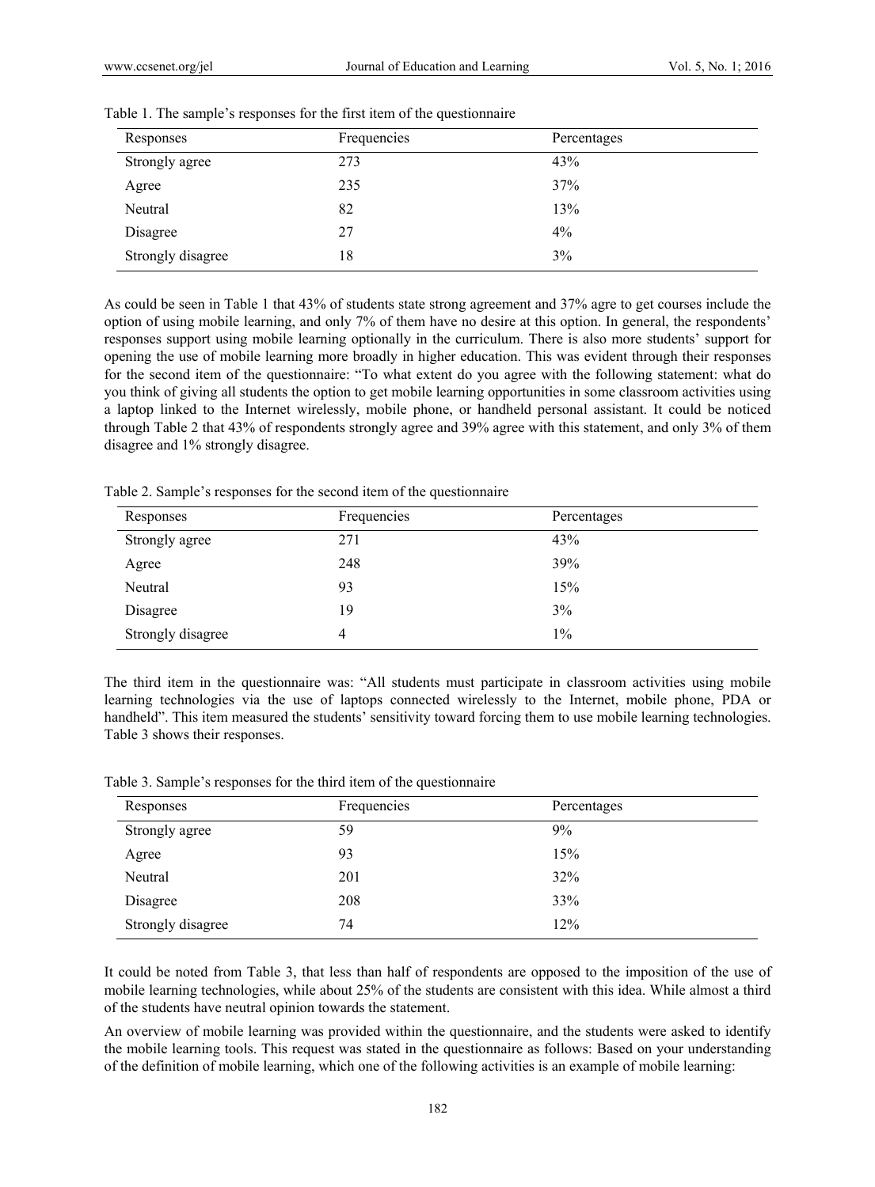Table 1. The sample's responses for the first item of the questionnaire

| Responses | Frequencies | Percentages |
|---|---|---|
| Strongly agree | 273 | 43% |
| Agree | 235 | 37% |
| Neutral | 82 | 13% |
| Disagree | 27 | 4% |
| Strongly disagree | 18 | 3% |

As could be seen in Table 1 that 43% of students state strong agreement and 37% agre to get courses include the option of using mobile learning, and only 7% of them have no desire at this option. In general, the respondents' responses support using mobile learning optionally in the curriculum. There is also more students' support for opening the use of mobile learning more broadly in higher education. This was evident through their responses for the second item of the questionnaire: "To what extent do you agree with the following statement: what do you think of giving all students the option to get mobile learning opportunities in some classroom activities using a laptop linked to the Internet wirelessly, mobile phone, or handheld personal assistant. It could be noticed through Table 2 that 43% of respondents strongly agree and 39% agree with this statement, and only 3% of them disagree and 1% strongly disagree.

Table 2. Sample's responses for the second item of the questionnaire

| Responses | Frequencies | Percentages |
|---|---|---|
| Strongly agree | 271 | 43% |
| Agree | 248 | 39% |
| Neutral | 93 | 15% |
| Disagree | 19 | 3% |
| Strongly disagree | 4 | 1% |

The third item in the questionnaire was: "All students must participate in classroom activities using mobile learning technologies via the use of laptops connected wirelessly to the Internet, mobile phone, PDA or handheld". This item measured the students' sensitivity toward forcing them to use mobile learning technologies. Table 3 shows their responses.

Table 3. Sample's responses for the third item of the questionnaire

| Responses | Frequencies | Percentages |
|---|---|---|
| Strongly agree | 59 | 9% |
| Agree | 93 | 15% |
| Neutral | 201 | 32% |
| Disagree | 208 | 33% |
| Strongly disagree | 74 | 12% |

It could be noted from Table 3, that less than half of respondents are opposed to the imposition of the use of mobile learning technologies, while about 25% of the students are consistent with this idea. While almost a third of the students have neutral opinion towards the statement.

An overview of mobile learning was provided within the questionnaire, and the students were asked to identify the mobile learning tools. This request was stated in the questionnaire as follows: Based on your understanding of the definition of mobile learning, which one of the following activities is an example of mobile learning: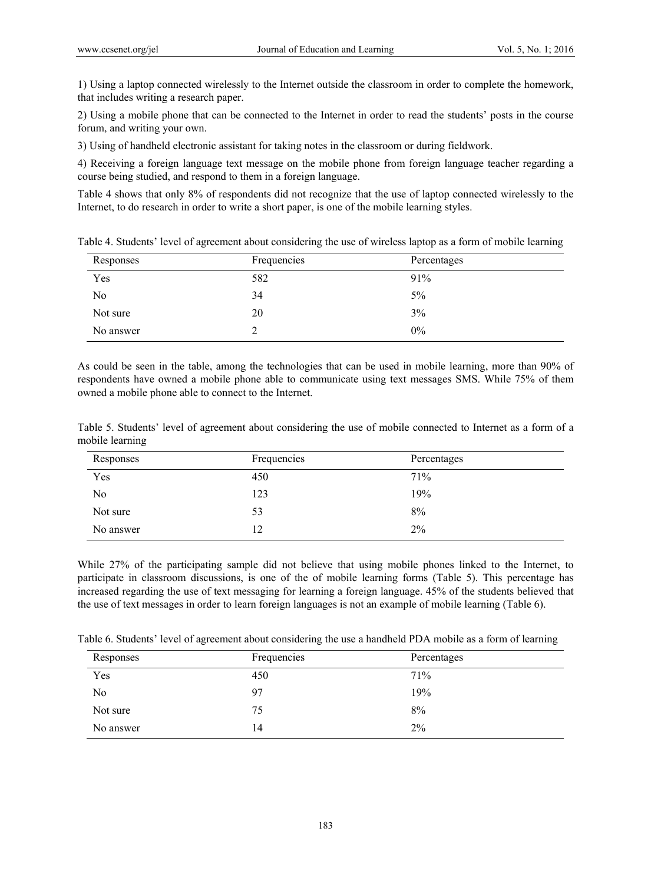1) Using a laptop connected wirelessly to the Internet outside the classroom in order to complete the homework, that includes writing a research paper.

2) Using a mobile phone that can be connected to the Internet in order to read the students' posts in the course forum, and writing your own.

3) Using of handheld electronic assistant for taking notes in the classroom or during fieldwork.

4) Receiving a foreign language text message on the mobile phone from foreign language teacher regarding a course being studied, and respond to them in a foreign language.

Table 4 shows that only 8% of respondents did not recognize that the use of laptop connected wirelessly to the Internet, to do research in order to write a short paper, is one of the mobile learning styles.

Table 4. Students' level of agreement about considering the use of wireless laptop as a form of mobile learning

| Responses | Frequencies | Percentages |
|---|---|---|
| Yes | 582 | 91% |
| No | 34 | 5% |
| Not sure | 20 | 3% |
| No answer | 2 | 0% |

As could be seen in the table, among the technologies that can be used in mobile learning, more than 90% of respondents have owned a mobile phone able to communicate using text messages SMS. While 75% of them owned a mobile phone able to connect to the Internet.

Table 5. Students' level of agreement about considering the use of mobile connected to Internet as a form of a mobile learning

| Responses | Frequencies | Percentages |
|---|---|---|
| Yes | 450 | 71% |
| No | 123 | 19% |
| Not sure | 53 | 8% |
| No answer | 12 | 2% |

While 27% of the participating sample did not believe that using mobile phones linked to the Internet, to participate in classroom discussions, is one of the of mobile learning forms (Table 5). This percentage has increased regarding the use of text messaging for learning a foreign language. 45% of the students believed that the use of text messages in order to learn foreign languages is not an example of mobile learning (Table 6).

Table 6. Students' level of agreement about considering the use a handheld PDA mobile as a form of learning

| Responses | Frequencies | Percentages |
|---|---|---|
| Yes | 450 | 71% |
| No | 97 | 19% |
| Not sure | 75 | 8% |
| No answer | 14 | 2% |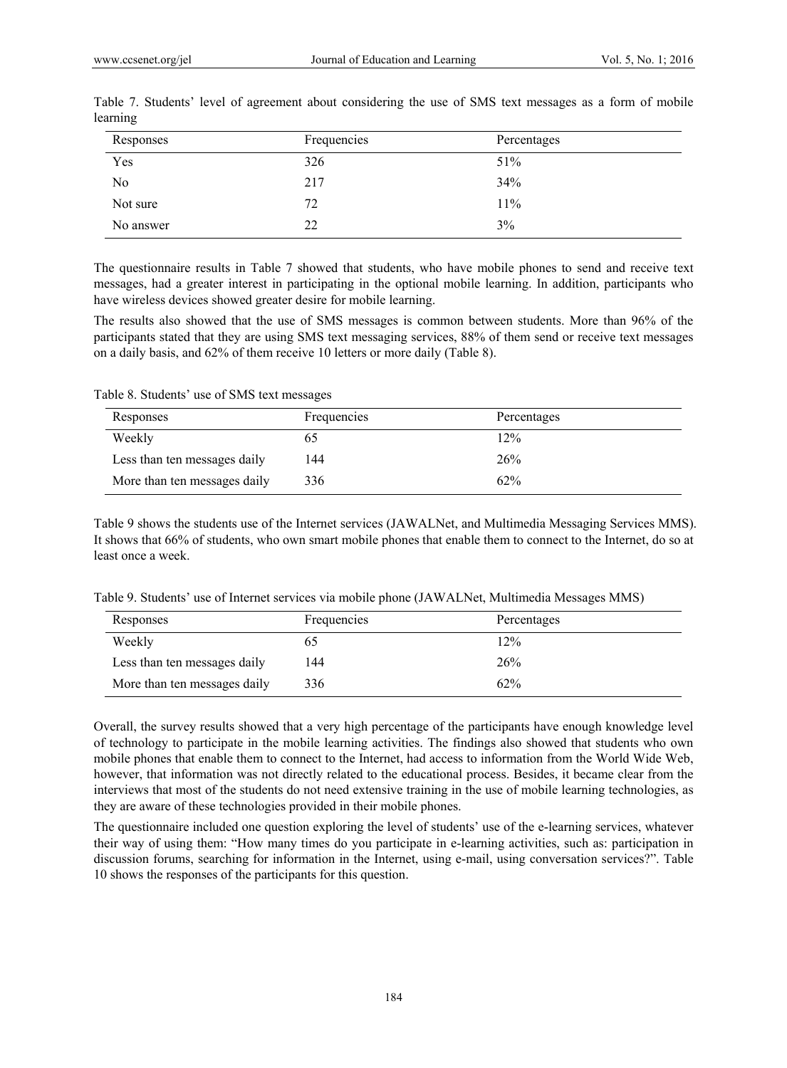Table 7. Students' level of agreement about considering the use of SMS text messages as a form of mobile learning

| Responses | Frequencies | Percentages |
|---|---|---|
| Yes | 326 | 51% |
| No | 217 | 34% |
| Not sure | 72 | 11% |
| No answer | 22 | 3% |

The questionnaire results in Table 7 showed that students, who have mobile phones to send and receive text messages, had a greater interest in participating in the optional mobile learning. In addition, participants who have wireless devices showed greater desire for mobile learning.

The results also showed that the use of SMS messages is common between students. More than 96% of the participants stated that they are using SMS text messaging services, 88% of them send or receive text messages on a daily basis, and 62% of them receive 10 letters or more daily (Table 8).

Table 8. Students' use of SMS text messages

| Responses | Frequencies | Percentages |
|---|---|---|
| Weekly | 65 | 12% |
| Less than ten messages daily | 144 | 26% |
| More than ten messages daily | 336 | 62% |

Table 9 shows the students use of the Internet services (JAWALNet, and Multimedia Messaging Services MMS). It shows that 66% of students, who own smart mobile phones that enable them to connect to the Internet, do so at least once a week.

Table 9. Students' use of Internet services via mobile phone (JAWALNet, Multimedia Messages MMS)

| Responses | Frequencies | Percentages |
|---|---|---|
| Weekly | 65 | 12% |
| Less than ten messages daily | 144 | 26% |
| More than ten messages daily | 336 | 62% |

Overall, the survey results showed that a very high percentage of the participants have enough knowledge level of technology to participate in the mobile learning activities. The findings also showed that students who own mobile phones that enable them to connect to the Internet, had access to information from the World Wide Web, however, that information was not directly related to the educational process. Besides, it became clear from the interviews that most of the students do not need extensive training in the use of mobile learning technologies, as they are aware of these technologies provided in their mobile phones.

The questionnaire included one question exploring the level of students' use of the e-learning services, whatever their way of using them: "How many times do you participate in e-learning activities, such as: participation in discussion forums, searching for information in the Internet, using e-mail, using conversation services?". Table 10 shows the responses of the participants for this question.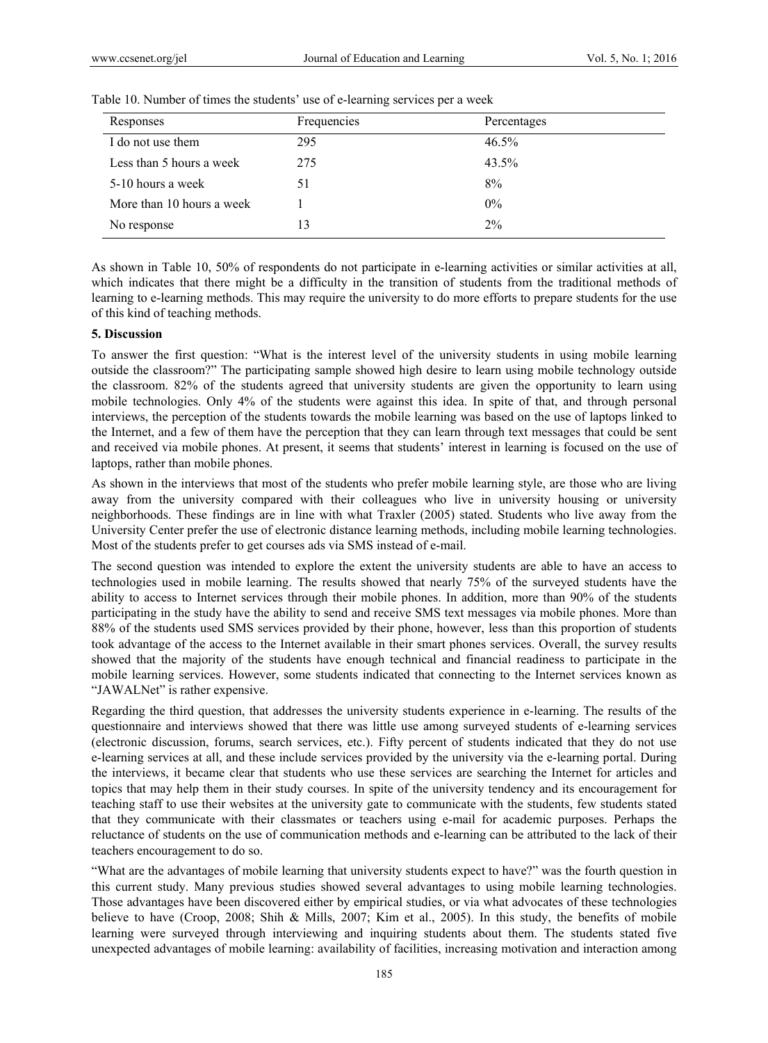Table 10. Number of times the students' use of e-learning services per a week

| Responses | Frequencies | Percentages |
|---|---|---|
| I do not use them | 295 | 46.5% |
| Less than 5 hours a week | 275 | 43.5% |
| 5-10 hours a week | 51 | 8% |
| More than 10 hours a week | 1 | 0% |
| No response | 13 | 2% |

As shown in Table 10, 50% of respondents do not participate in e-learning activities or similar activities at all, which indicates that there might be a difficulty in the transition of students from the traditional methods of learning to e-learning methods. This may require the university to do more efforts to prepare students for the use of this kind of teaching methods.

## 5. Discussion

To answer the first question: "What is the interest level of the university students in using mobile learning outside the classroom?" The participating sample showed high desire to learn using mobile technology outside the classroom. 82% of the students agreed that university students are given the opportunity to learn using mobile technologies. Only 4% of the students were against this idea. In spite of that, and through personal interviews, the perception of the students towards the mobile learning was based on the use of laptops linked to the Internet, and a few of them have the perception that they can learn through text messages that could be sent and received via mobile phones. At present, it seems that students' interest in learning is focused on the use of laptops, rather than mobile phones.

As shown in the interviews that most of the students who prefer mobile learning style, are those who are living away from the university compared with their colleagues who live in university housing or university neighborhoods. These findings are in line with what Traxler (2005) stated. Students who live away from the University Center prefer the use of electronic distance learning methods, including mobile learning technologies. Most of the students prefer to get courses ads via SMS instead of e-mail.

The second question was intended to explore the extent the university students are able to have an access to technologies used in mobile learning. The results showed that nearly 75% of the surveyed students have the ability to access to Internet services through their mobile phones. In addition, more than 90% of the students participating in the study have the ability to send and receive SMS text messages via mobile phones. More than 88% of the students used SMS services provided by their phone, however, less than this proportion of students took advantage of the access to the Internet available in their smart phones services. Overall, the survey results showed that the majority of the students have enough technical and financial readiness to participate in the mobile learning services. However, some students indicated that connecting to the Internet services known as "JAWALNet" is rather expensive.

Regarding the third question, that addresses the university students experience in e-learning. The results of the questionnaire and interviews showed that there was little use among surveyed students of e-learning services (electronic discussion, forums, search services, etc.). Fifty percent of students indicated that they do not use e-learning services at all, and these include services provided by the university via the e-learning portal. During the interviews, it became clear that students who use these services are searching the Internet for articles and topics that may help them in their study courses. In spite of the university tendency and its encouragement for teaching staff to use their websites at the university gate to communicate with the students, few students stated that they communicate with their classmates or teachers using e-mail for academic purposes. Perhaps the reluctance of students on the use of communication methods and e-learning can be attributed to the lack of their teachers encouragement to do so.

"What are the advantages of mobile learning that university students expect to have?" was the fourth question in this current study. Many previous studies showed several advantages to using mobile learning technologies. Those advantages have been discovered either by empirical studies, or via what advocates of these technologies believe to have (Croop, 2008; Shih & Mills, 2007; Kim et al., 2005). In this study, the benefits of mobile learning were surveyed through interviewing and inquiring students about them. The students stated five unexpected advantages of mobile learning: availability of facilities, increasing motivation and interaction among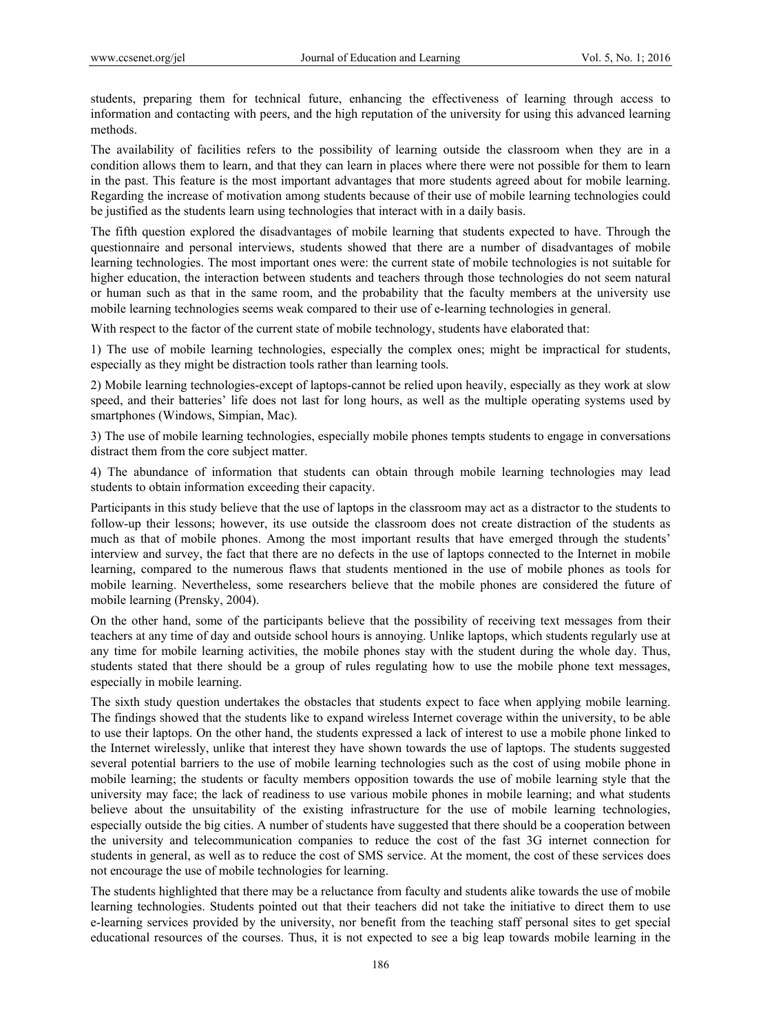students, preparing them for technical future, enhancing the effectiveness of learning through access to information and contacting with peers, and the high reputation of the university for using this advanced learning methods.

The availability of facilities refers to the possibility of learning outside the classroom when they are in a condition allows them to learn, and that they can learn in places where there were not possible for them to learn in the past. This feature is the most important advantages that more students agreed about for mobile learning. Regarding the increase of motivation among students because of their use of mobile learning technologies could be justified as the students learn using technologies that interact with in a daily basis.

The fifth question explored the disadvantages of mobile learning that students expected to have. Through the questionnaire and personal interviews, students showed that there are a number of disadvantages of mobile learning technologies. The most important ones were: the current state of mobile technologies is not suitable for higher education, the interaction between students and teachers through those technologies do not seem natural or human such as that in the same room, and the probability that the faculty members at the university use mobile learning technologies seems weak compared to their use of e-learning technologies in general.

With respect to the factor of the current state of mobile technology, students have elaborated that:

1) The use of mobile learning technologies, especially the complex ones; might be impractical for students, especially as they might be distraction tools rather than learning tools.

2) Mobile learning technologies-except of laptops-cannot be relied upon heavily, especially as they work at slow speed, and their batteries' life does not last for long hours, as well as the multiple operating systems used by smartphones (Windows, Simpian, Mac).

3) The use of mobile learning technologies, especially mobile phones tempts students to engage in conversations distract them from the core subject matter.

4) The abundance of information that students can obtain through mobile learning technologies may lead students to obtain information exceeding their capacity.

Participants in this study believe that the use of laptops in the classroom may act as a distractor to the students to follow-up their lessons; however, its use outside the classroom does not create distraction of the students as much as that of mobile phones. Among the most important results that have emerged through the students' interview and survey, the fact that there are no defects in the use of laptops connected to the Internet in mobile learning, compared to the numerous flaws that students mentioned in the use of mobile phones as tools for mobile learning. Nevertheless, some researchers believe that the mobile phones are considered the future of mobile learning (Prensky, 2004).

On the other hand, some of the participants believe that the possibility of receiving text messages from their teachers at any time of day and outside school hours is annoying. Unlike laptops, which students regularly use at any time for mobile learning activities, the mobile phones stay with the student during the whole day. Thus, students stated that there should be a group of rules regulating how to use the mobile phone text messages, especially in mobile learning.

The sixth study question undertakes the obstacles that students expect to face when applying mobile learning. The findings showed that the students like to expand wireless Internet coverage within the university, to be able to use their laptops. On the other hand, the students expressed a lack of interest to use a mobile phone linked to the Internet wirelessly, unlike that interest they have shown towards the use of laptops. The students suggested several potential barriers to the use of mobile learning technologies such as the cost of using mobile phone in mobile learning; the students or faculty members opposition towards the use of mobile learning style that the university may face; the lack of readiness to use various mobile phones in mobile learning; and what students believe about the unsuitability of the existing infrastructure for the use of mobile learning technologies, especially outside the big cities. A number of students have suggested that there should be a cooperation between the university and telecommunication companies to reduce the cost of the fast 3G internet connection for students in general, as well as to reduce the cost of SMS service. At the moment, the cost of these services does not encourage the use of mobile technologies for learning.

The students highlighted that there may be a reluctance from faculty and students alike towards the use of mobile learning technologies. Students pointed out that their teachers did not take the initiative to direct them to use e-learning services provided by the university, nor benefit from the teaching staff personal sites to get special educational resources of the courses. Thus, it is not expected to see a big leap towards mobile learning in the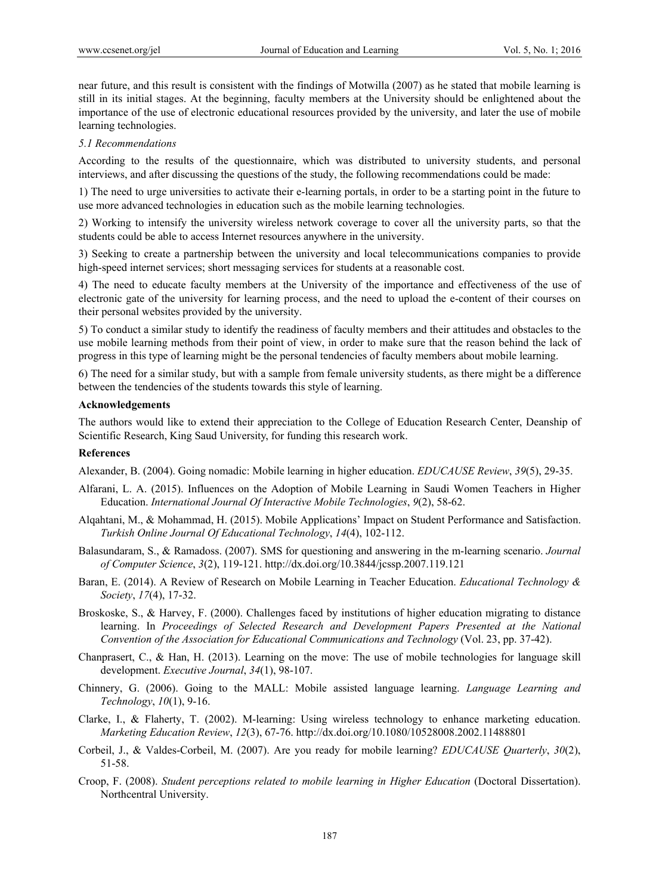near future, and this result is consistent with the findings of Motwilla (2007) as he stated that mobile learning is still in its initial stages. At the beginning, faculty members at the University should be enlightened about the importance of the use of electronic educational resources provided by the university, and later the use of mobile learning technologies.

### *5.1 Recommendations*

According to the results of the questionnaire, which was distributed to university students, and personal interviews, and after discussing the questions of the study, the following recommendations could be made:

1) The need to urge universities to activate their e-learning portals, in order to be a starting point in the future to use more advanced technologies in education such as the mobile learning technologies.

2) Working to intensify the university wireless network coverage to cover all the university parts, so that the students could be able to access Internet resources anywhere in the university.

3) Seeking to create a partnership between the university and local telecommunications companies to provide high-speed internet services; short messaging services for students at a reasonable cost.

4) The need to educate faculty members at the University of the importance and effectiveness of the use of electronic gate of the university for learning process, and the need to upload the e-content of their courses on their personal websites provided by the university.

5) To conduct a similar study to identify the readiness of faculty members and their attitudes and obstacles to the use mobile learning methods from their point of view, in order to make sure that the reason behind the lack of progress in this type of learning might be the personal tendencies of faculty members about mobile learning.

6) The need for a similar study, but with a sample from female university students, as there might be a difference between the tendencies of the students towards this style of learning.

## Acknowledgements

The authors would like to extend their appreciation to the College of Education Research Center, Deanship of Scientific Research, King Saud University, for funding this research work.

## References

Alexander, B. (2004). Going nomadic: Mobile learning in higher education. *EDUCAUSE Review*, *39*(5), 29-35.

Alfarani, L. A. (2015). Influences on the Adoption of Mobile Learning in Saudi Women Teachers in Higher Education. *International Journal Of Interactive Mobile Technologies*, *9*(2), 58-62.

Alqahtani, M., & Mohammad, H. (2015). Mobile Applications' Impact on Student Performance and Satisfaction. *Turkish Online Journal Of Educational Technology*, *14*(4), 102-112.

Balasundaram, S., & Ramadoss. (2007). SMS for questioning and answering in the m-learning scenario. *Journal of Computer Science*, *3*(2), 119-121. http://dx.doi.org/10.3844/jcssp.2007.119.121

Baran, E. (2014). A Review of Research on Mobile Learning in Teacher Education. *Educational Technology & Society*, *17*(4), 17-32.

Broskoske, S., & Harvey, F. (2000). Challenges faced by institutions of higher education migrating to distance learning. In *Proceedings of Selected Research and Development Papers Presented at the National Convention of the Association for Educational Communications and Technology* (Vol. 23, pp. 37-42).

Chanprasert, C., & Han, H. (2013). Learning on the move: The use of mobile technologies for language skill development. *Executive Journal*, *34*(1), 98-107.

Chinnery, G. (2006). Going to the MALL: Mobile assisted language learning. *Language Learning and Technology*, *10*(1), 9-16.

Clarke, I., & Flaherty, T. (2002). M-learning: Using wireless technology to enhance marketing education. *Marketing Education Review*, *12*(3), 67-76. http://dx.doi.org/10.1080/10528008.2002.11488801

Corbeil, J., & Valdes-Corbeil, M. (2007). Are you ready for mobile learning? *EDUCAUSE Quarterly*, *30*(2), 51-58.

Croop, F. (2008). *Student perceptions related to mobile learning in Higher Education* (Doctoral Dissertation). Northcentral University.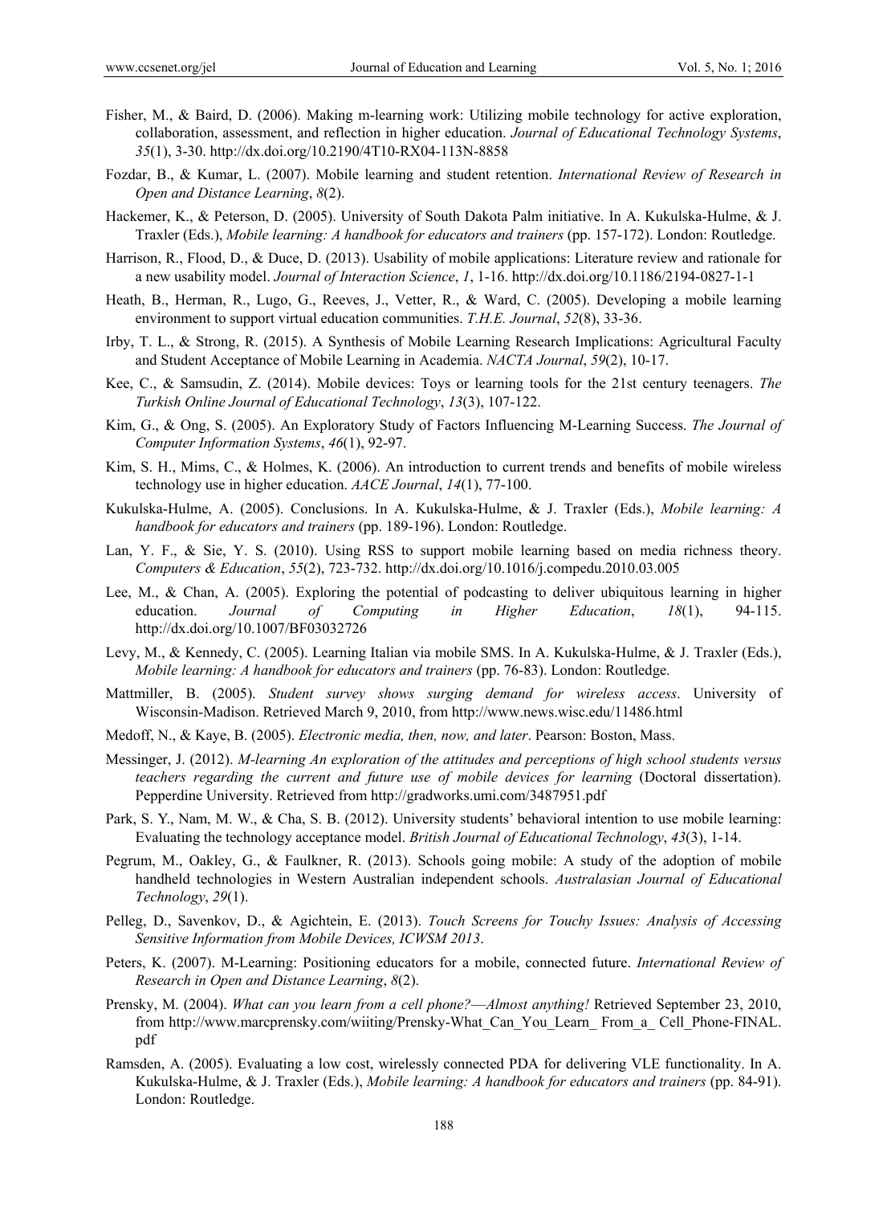Fisher, M., & Baird, D. (2006). Making m-learning work: Utilizing mobile technology for active exploration, collaboration, assessment, and reflection in higher education. *Journal of Educational Technology Systems*, *35*(1), 3-30. http://dx.doi.org/10.2190/4T10-RX04-113N-8858

Fozdar, B., & Kumar, L. (2007). Mobile learning and student retention. *International Review of Research in Open and Distance Learning*, *8*(2).

Hackemer, K., & Peterson, D. (2005). University of South Dakota Palm initiative. In A. Kukulska-Hulme, & J. Traxler (Eds.), *Mobile learning: A handbook for educators and trainers* (pp. 157-172). London: Routledge.

Harrison, R., Flood, D., & Duce, D. (2013). Usability of mobile applications: Literature review and rationale for a new usability model. *Journal of Interaction Science*, *1*, 1-16. http://dx.doi.org/10.1186/2194-0827-1-1

Heath, B., Herman, R., Lugo, G., Reeves, J., Vetter, R., & Ward, C. (2005). Developing a mobile learning environment to support virtual education communities. *T.H.E. Journal*, *52*(8), 33-36.

Irby, T. L., & Strong, R. (2015). A Synthesis of Mobile Learning Research Implications: Agricultural Faculty and Student Acceptance of Mobile Learning in Academia. *NACTA Journal*, *59*(2), 10-17.

Kee, C., & Samsudin, Z. (2014). Mobile devices: Toys or learning tools for the 21st century teenagers. *The Turkish Online Journal of Educational Technology*, *13*(3), 107-122.

Kim, G., & Ong, S. (2005). An Exploratory Study of Factors Influencing M-Learning Success. *The Journal of Computer Information Systems*, *46*(1), 92-97.

Kim, S. H., Mims, C., & Holmes, K. (2006). An introduction to current trends and benefits of mobile wireless technology use in higher education. *AACE Journal*, *14*(1), 77-100.

Kukulska-Hulme, A. (2005). Conclusions. In A. Kukulska-Hulme, & J. Traxler (Eds.), *Mobile learning: A handbook for educators and trainers* (pp. 189-196). London: Routledge.

Lan, Y. F., & Sie, Y. S. (2010). Using RSS to support mobile learning based on media richness theory. *Computers & Education*, *55*(2), 723-732. http://dx.doi.org/10.1016/j.compedu.2010.03.005

Lee, M., & Chan, A. (2005). Exploring the potential of podcasting to deliver ubiquitous learning in higher education. *Journal of Computing in Higher Education*, *18*(1), 94-115. http://dx.doi.org/10.1007/BF03032726

Levy, M., & Kennedy, C. (2005). Learning Italian via mobile SMS. In A. Kukulska-Hulme, & J. Traxler (Eds.), *Mobile learning: A handbook for educators and trainers* (pp. 76-83). London: Routledge.

Mattmiller, B. (2005). *Student survey shows surging demand for wireless access*. University of Wisconsin-Madison. Retrieved March 9, 2010, from http://www.news.wisc.edu/11486.html

Medoff, N., & Kaye, B. (2005). *Electronic media, then, now, and later*. Pearson: Boston, Mass.

Messinger, J. (2012). *M-learning An exploration of the attitudes and perceptions of high school students versus teachers regarding the current and future use of mobile devices for learning* (Doctoral dissertation). Pepperdine University. Retrieved from http://gradworks.umi.com/3487951.pdf

Park, S. Y., Nam, M. W., & Cha, S. B. (2012). University students' behavioral intention to use mobile learning: Evaluating the technology acceptance model. *British Journal of Educational Technology*, *43*(3), 1-14.

Pegrum, M., Oakley, G., & Faulkner, R. (2013). Schools going mobile: A study of the adoption of mobile handheld technologies in Western Australian independent schools. *Australasian Journal of Educational Technology*, *29*(1).

Pelleg, D., Savenkov, D., & Agichtein, E. (2013). *Touch Screens for Touchy Issues: Analysis of Accessing Sensitive Information from Mobile Devices, ICWSM 2013*.

Peters, K. (2007). M-Learning: Positioning educators for a mobile, connected future. *International Review of Research in Open and Distance Learning*, *8*(2).

Prensky, M. (2004). *What can you learn from a cell phone?—Almost anything!* Retrieved September 23, 2010, from http://www.marcprensky.com/wiiting/Prensky-What_Can_You_Learn_ From_a_ Cell_Phone-FINAL.pdf

Ramsden, A. (2005). Evaluating a low cost, wirelessly connected PDA for delivering VLE functionality. In A. Kukulska-Hulme, & J. Traxler (Eds.), *Mobile learning: A handbook for educators and trainers* (pp. 84-91). London: Routledge.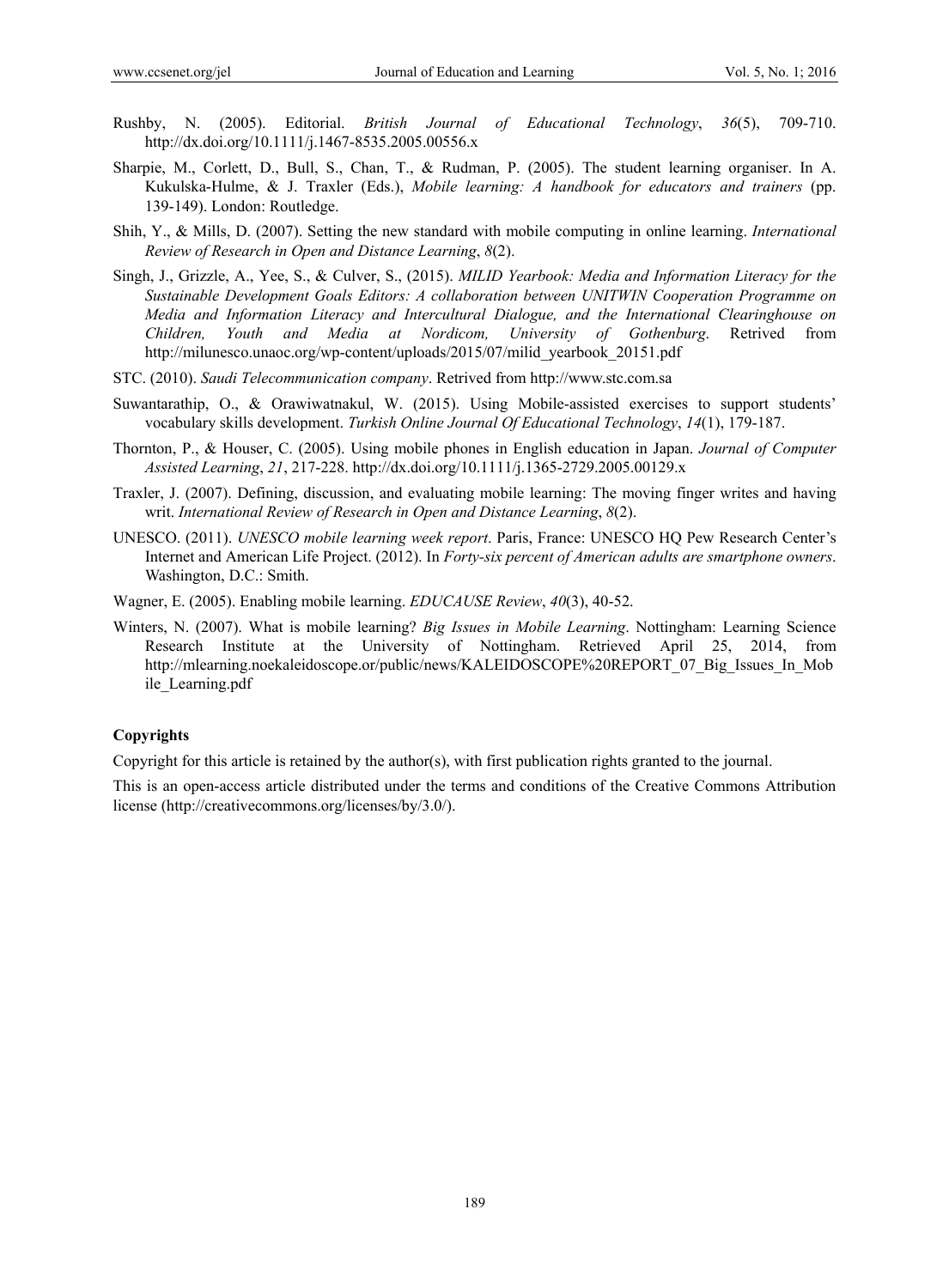Rushby, N. (2005). Editorial. *British Journal of Educational Technology*, *36*(5), 709-710. http://dx.doi.org/10.1111/j.1467-8535.2005.00556.x

Sharpie, M., Corlett, D., Bull, S., Chan, T., & Rudman, P. (2005). The student learning organiser. In A. Kukulska-Hulme, & J. Traxler (Eds.), *Mobile learning: A handbook for educators and trainers* (pp. 139-149). London: Routledge.

Shih, Y., & Mills, D. (2007). Setting the new standard with mobile computing in online learning. *International Review of Research in Open and Distance Learning*, *8*(2).

Singh, J., Grizzle, A., Yee, S., & Culver, S., (2015). *MILID Yearbook: Media and Information Literacy for the Sustainable Development Goals Editors: A collaboration between UNITWIN Cooperation Programme on Media and Information Literacy and Intercultural Dialogue, and the International Clearinghouse on Children, Youth and Media at Nordicom, University of Gothenburg*. Retrived from http://milunesco.unaoc.org/wp-content/uploads/2015/07/milid_yearbook_20151.pdf

STC. (2010). *Saudi Telecommunication company*. Retrived from http://www.stc.com.sa

Suwantarathip, O., & Orawiwatnakul, W. (2015). Using Mobile-assisted exercises to support students' vocabulary skills development. *Turkish Online Journal Of Educational Technology*, *14*(1), 179-187.

Thornton, P., & Houser, C. (2005). Using mobile phones in English education in Japan. *Journal of Computer Assisted Learning*, *21*, 217-228. http://dx.doi.org/10.1111/j.1365-2729.2005.00129.x

Traxler, J. (2007). Defining, discussion, and evaluating mobile learning: The moving finger writes and having writ. *International Review of Research in Open and Distance Learning*, *8*(2).

UNESCO. (2011). *UNESCO mobile learning week report*. Paris, France: UNESCO HQ Pew Research Center's Internet and American Life Project. (2012). In *Forty-six percent of American adults are smartphone owners*. Washington, D.C.: Smith.

Wagner, E. (2005). Enabling mobile learning. *EDUCAUSE Review*, *40*(3), 40-52.

Winters, N. (2007). What is mobile learning? *Big Issues in Mobile Learning*. Nottingham: Learning Science Research Institute at the University of Nottingham. Retrieved April 25, 2014, from http://mlearning.noekaleidoscope.or/public/news/KALEIDOSCOPE%20REPORT_07_Big_Issues_In_Mobile_Learning.pdf

**Copyrights**

Copyright for this article is retained by the author(s), with first publication rights granted to the journal.

This is an open-access article distributed under the terms and conditions of the Creative Commons Attribution license (http://creativecommons.org/licenses/by/3.0/).